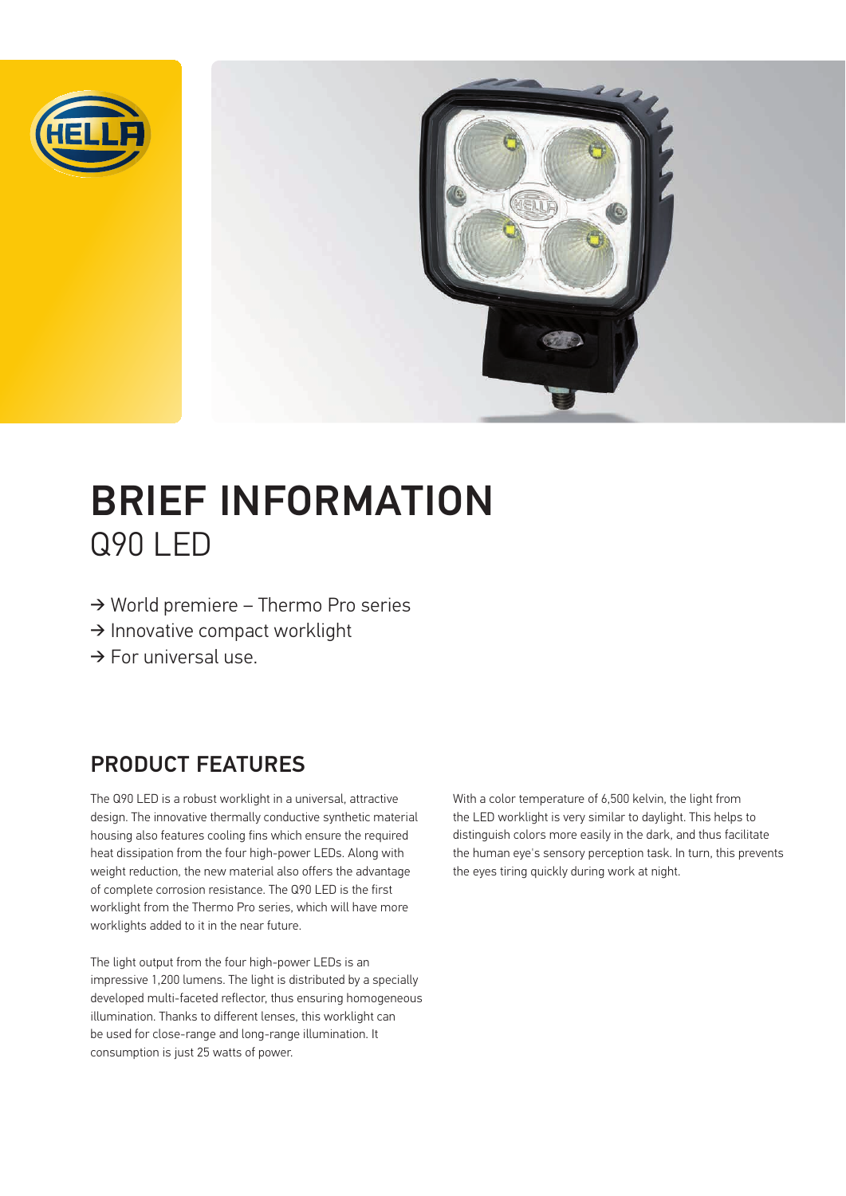# BRIEF INFORMATION
## Q90 LED

→ World premiere – Thermo Pro series
→ Innovative compact worklight
→ For universal use.

## PRODUCT FEATURES

The Q90 LED is a robust worklight in a universal, attractive design. The innovative thermally conductive synthetic material housing also features cooling fins which ensure the required heat dissipation from the four high-power LEDs. Along with weight reduction, the new material also offers the advantage of complete corrosion resistance. The Q90 LED is the first worklight from the Thermo Pro series, which will have more worklights added to it in the near future.

The light output from the four high-power LEDs is an impressive 1,200 lumens. The light is distributed by a specially developed multi-faceted reflector, thus ensuring homogeneous illumination. Thanks to different lenses, this worklight can be used for close-range and long-range illumination. It consumption is just 25 watts of power.

With a color temperature of 6,500 kelvin, the light from the LED worklight is very similar to daylight. This helps to distinguish colors more easily in the dark, and thus facilitate the human eye's sensory perception task. In turn, this prevents the eyes tiring quickly during work at night.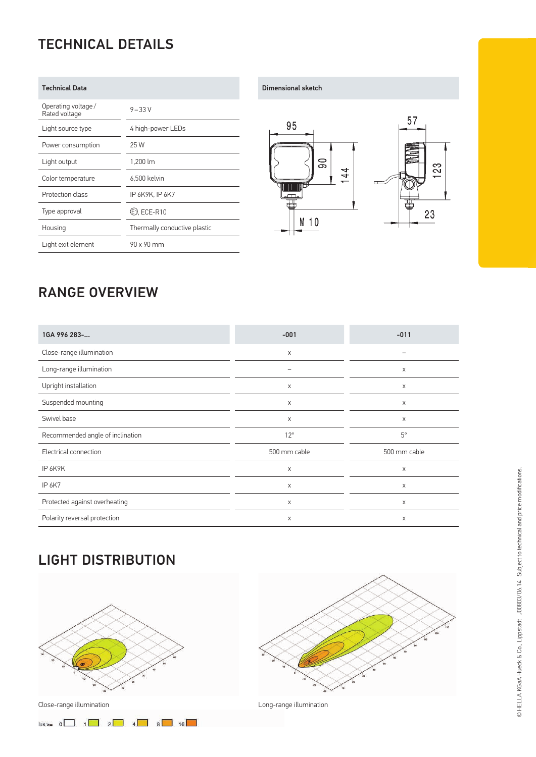# TECHNICAL DETAILS

| Technical Data | |
|---|---|
| Operating voltage / Rated voltage | 9 – 33 V |
| Light source type | 4 high-power LEDs |
| Power consumption | 25 W |
| Light output | 1,200 lm |
| Color temperature | 6,500 kelvin |
| Protection class | IP 6K9K, IP 6K7 |
| Type approval | (E1), ECE-R10 |
| Housing | Thermally conductive plastic |
| Light exit element | 90 x 90 mm |

**Dimensional sketch**

95
90
144
M 10
57
123
23

# RANGE OVERVIEW

| 1GA 996 283-... | -001 | -011 |
|---|---|---|
| Close-range illumination | x | – |
| Long-range illumination | – | x |
| Upright installation | x | x |
| Suspended mounting | x | x |
| Swivel base | x | x |
| Recommended angle of inclination | 12° | 5° |
| Electrical connection | 500 mm cable | 500 mm cable |
| IP 6K9K | x | x |
| IP 6K7 | x | x |
| Protected against overheating | x | x |
| Polarity reversal protection | x | x |

# LIGHT DISTRIBUTION

Close-range illumination

Long-range illumination

lux >= 0 1 2 4 8 16

© HELLA KGaA Hueck & Co., Lippstadt J00803/06.14 Subject to technical and price modifications.